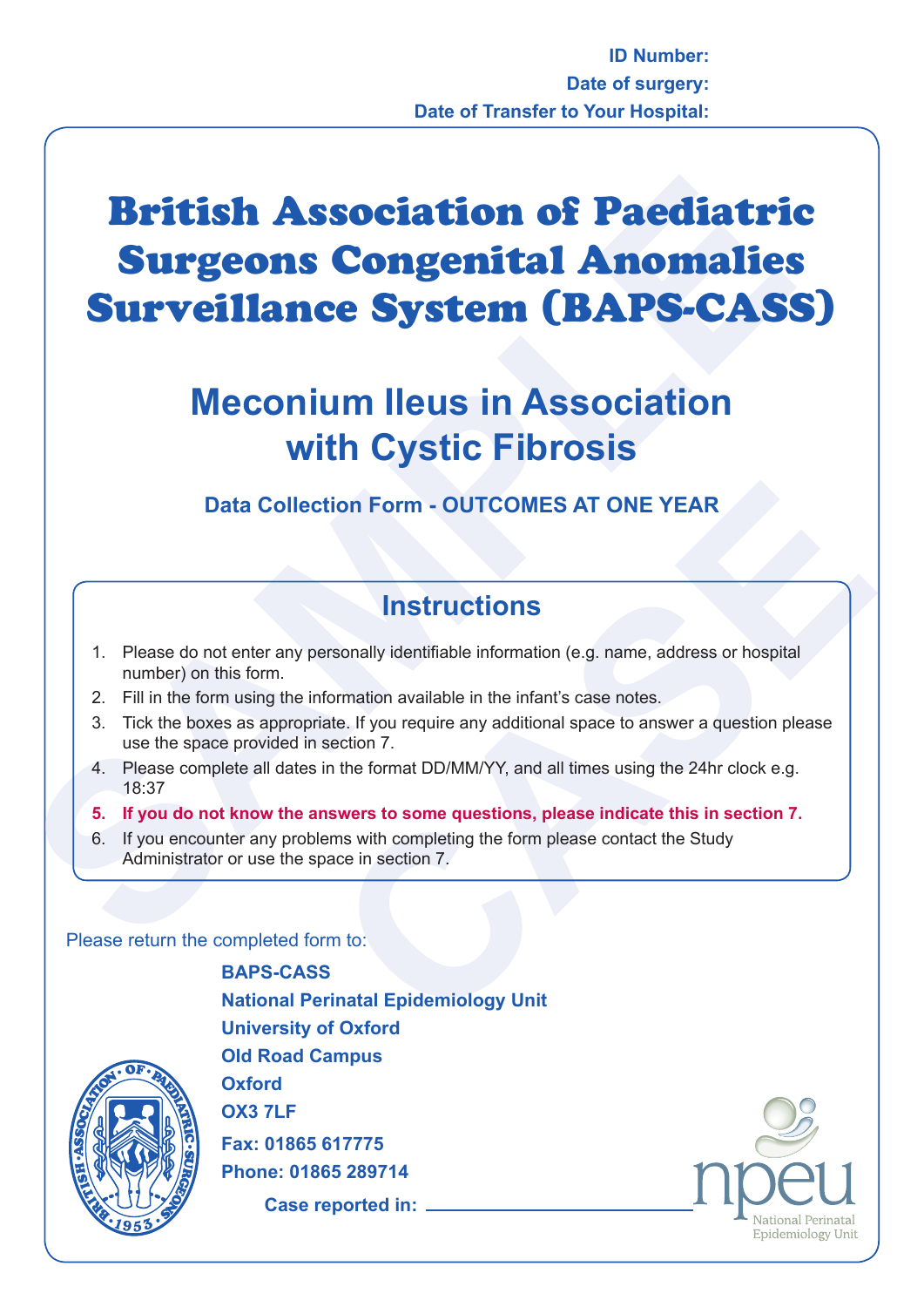**ID Number:**

**Date of surgery:**

**Date of Transfer to Your Hospital:**

# British Association of Paediatric Surgeons Congenital Anomalies Surveillance System (BAPS-CASS)

## Meconium Ileus in Association with Cystic Fibrosis

### Data Collection Form - OUTCOMES AT ONE YEAR

## Instructions

1. Please do not enter any personally identifiable information (e.g. name, address or hospital number) on this form.
2. Fill in the form using the information available in the infant's case notes.
3. Tick the boxes as appropriate. If you require any additional space to answer a question please use the space provided in section 7.
4. Please complete all dates in the format DD/MM/YY, and all times using the 24hr clock e.g. 18:37
5. **If you do not know the answers to some questions, please indicate this in section 7.**
6. If you encounter any problems with completing the form please contact the Study Administrator or use the space in section 7.

Please return the completed form to:

**BAPS-CASS**
**National Perinatal Epidemiology Unit**
**University of Oxford**
**Old Road Campus**
**Oxford**
**OX3 7LF**
**Fax: 01865 617775**
**Phone: 01865 289714**

**Case reported in:** ____________________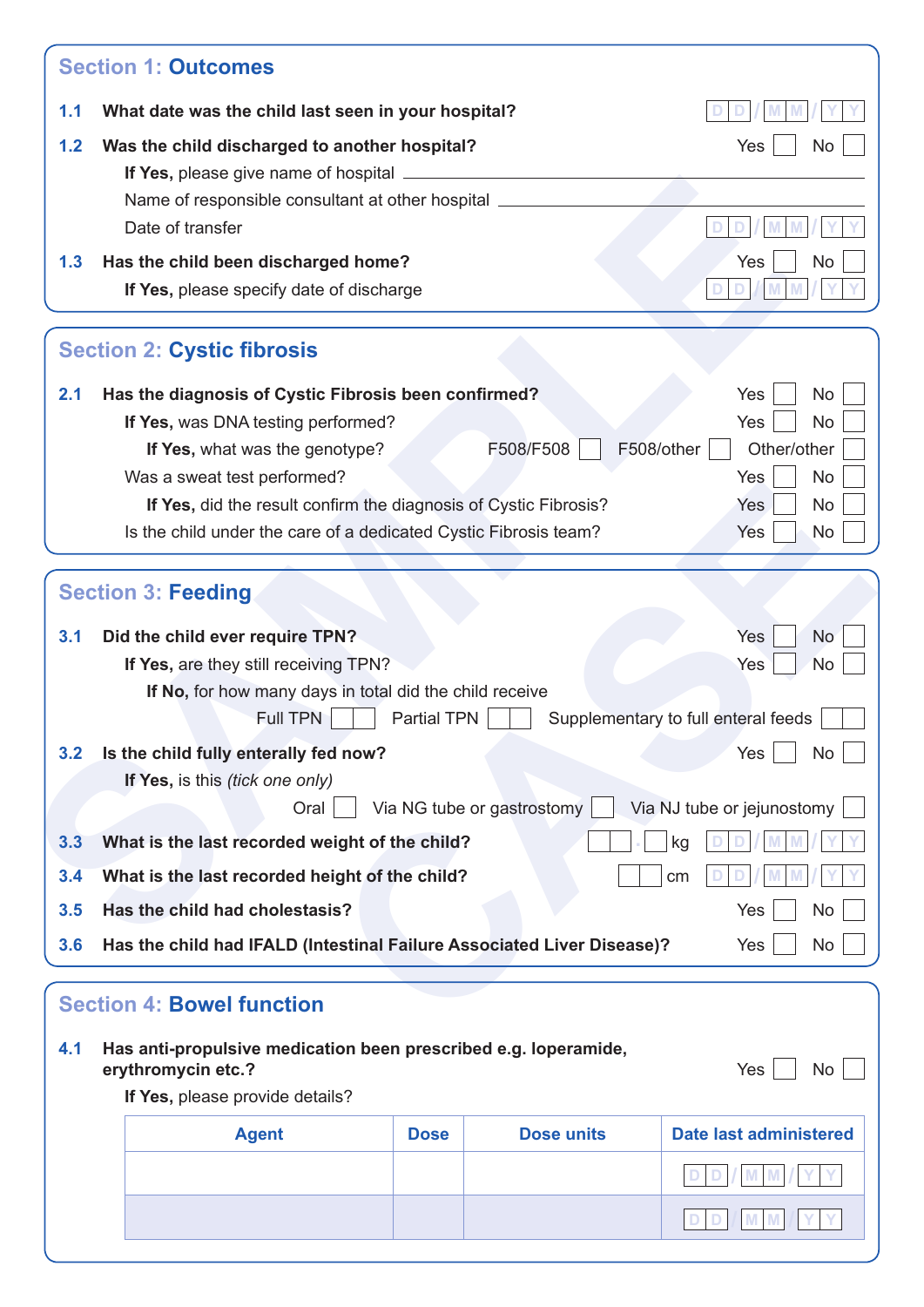## Section 1: Outcomes

**1.1 What date was the child last seen in your hospital?** DD/MM/YY

**1.2 Was the child discharged to another hospital?** Yes ☐ No ☐

**If Yes,** please give name of hospital ______

Name of responsible consultant at other hospital ______

Date of transfer DD/MM/YY

**1.3 Has the child been discharged home?** Yes ☐ No ☐

**If Yes,** please specify date of discharge DD/MM/YY

## Section 2: Cystic fibrosis

**2.1 Has the diagnosis of Cystic Fibrosis been confirmed?** Yes ☐ No ☐

**If Yes,** was DNA testing performed? Yes ☐ No ☐

**If Yes,** what was the genotype? F508/F508 ☐ F508/other ☐ Other/other ☐

Was a sweat test performed? Yes ☐ No ☐

**If Yes,** did the result confirm the diagnosis of Cystic Fibrosis? Yes ☐ No ☐

Is the child under the care of a dedicated Cystic Fibrosis team? Yes ☐ No ☐

## Section 3: Feeding

**3.1 Did the child ever require TPN?** Yes ☐ No ☐

**If Yes,** are they still receiving TPN? Yes ☐ No ☐

**If No,** for how many days in total did the child receive

Full TPN ☐☐ Partial TPN ☐☐ Supplementary to full enteral feeds ☐☐

**3.2 Is the child fully enterally fed now?** Yes ☐ No ☐

**If Yes,** is this *(tick one only)*

Oral ☐ Via NG tube or gastrostomy ☐ Via NJ tube or jejunostomy ☐

**3.3 What is the last recorded weight of the child?** ☐☐.☐ kg DD/MM/YY

**3.4 What is the last recorded height of the child?** ☐☐ cm DD/MM/YY

**3.5 Has the child had cholestasis?** Yes ☐ No ☐

**3.6 Has the child had IFALD (Intestinal Failure Associated Liver Disease)?** Yes ☐ No ☐

## Section 4: Bowel function

**4.1 Has anti-propulsive medication been prescribed e.g. loperamide, erythromycin etc.?** Yes ☐ No ☐

**If Yes,** please provide details?

| Agent | Dose | Dose units | Date last administered |
|---|---|---|---|
| | | | DD/MM/YY |
| | | | DD/MM/YY |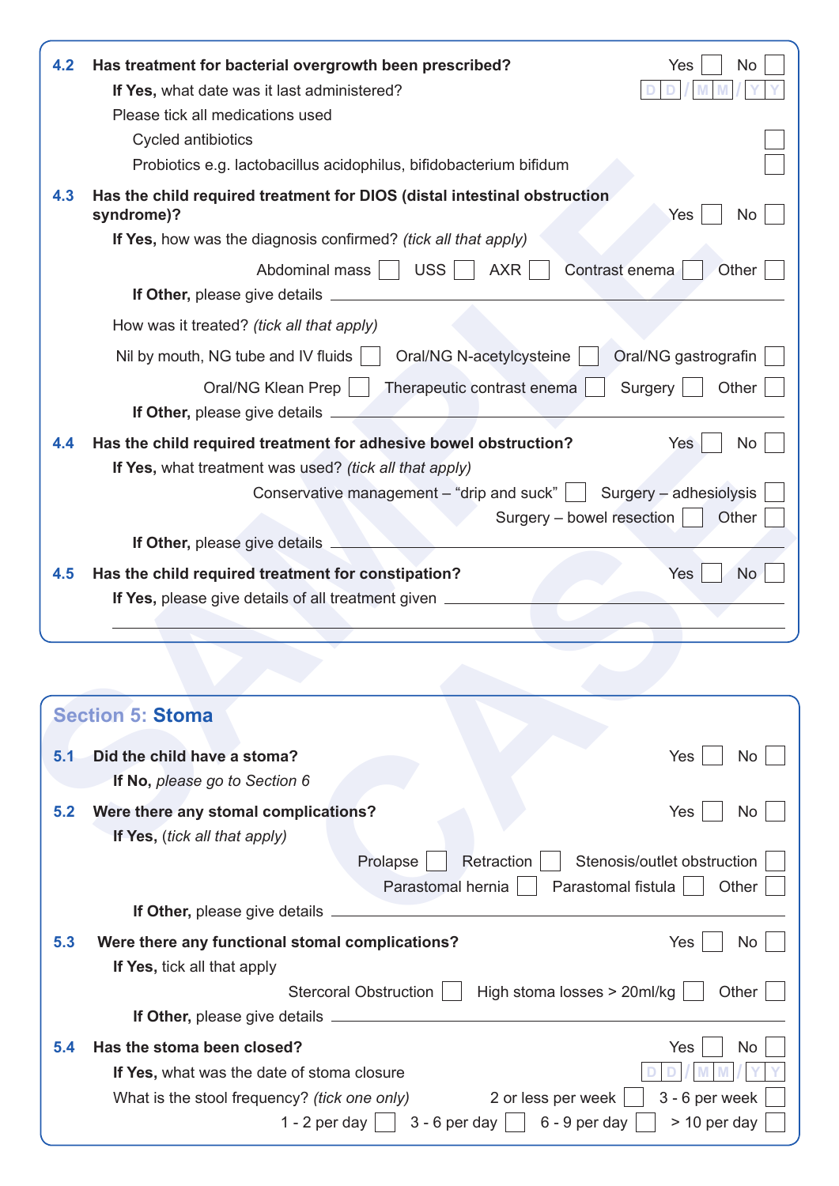**4.2 Has treatment for bacterial overgrowth been prescribed?** Yes ☐ No ☐

**If Yes,** what date was it last administered? D D / M M / Y Y

Please tick all medications used

- Cycled antibiotics ☐
- Probiotics e.g. lactobacillus acidophilus, bifidobacterium bifidum ☐

**4.3 Has the child required treatment for DIOS (distal intestinal obstruction syndrome)?** Yes ☐ No ☐

**If Yes,** how was the diagnosis confirmed? *(tick all that apply)*

Abdominal mass ☐ USS ☐ AXR ☐ Contrast enema ☐ Other ☐

**If Other,** please give details \_\_\_\_\_\_\_\_\_\_\_\_\_\_\_\_\_\_\_\_

How was it treated? *(tick all that apply)*

Nil by mouth, NG tube and IV fluids ☐ Oral/NG N-acetylcysteine ☐ Oral/NG gastrografin ☐

Oral/NG Klean Prep ☐ Therapeutic contrast enema ☐ Surgery ☐ Other ☐

**If Other,** please give details \_\_\_\_\_\_\_\_\_\_\_\_\_\_\_\_\_\_\_\_

**4.4 Has the child required treatment for adhesive bowel obstruction?** Yes ☐ No ☐

**If Yes,** what treatment was used? *(tick all that apply)*

Conservative management – "drip and suck" ☐ Surgery – adhesiolysis ☐

Surgery – bowel resection ☐ Other ☐

**If Other,** please give details \_\_\_\_\_\_\_\_\_\_\_\_\_\_\_\_\_\_\_\_

**4.5 Has the child required treatment for constipation?** Yes ☐ No ☐

**If Yes,** please give details of all treatment given \_\_\_\_\_\_\_\_\_\_\_\_\_\_\_\_\_\_\_\_

\_\_\_\_\_\_\_\_\_\_\_\_\_\_\_\_\_\_\_\_\_\_\_\_\_\_\_\_\_\_\_\_\_\_\_\_\_\_\_\_

## Section 5: Stoma

**5.1 Did the child have a stoma?** Yes ☐ No ☐

**If No,** *please go to Section 6*

**5.2 Were there any stomal complications?** Yes ☐ No ☐

**If Yes,** *(tick all that apply)*

Prolapse ☐ Retraction ☐ Stenosis/outlet obstruction ☐

Parastomal hernia ☐ Parastomal fistula ☐ Other ☐

**If Other,** please give details \_\_\_\_\_\_\_\_\_\_\_\_\_\_\_\_\_\_\_\_

**5.3 Were there any functional stomal complications?** Yes ☐ No ☐

**If Yes,** tick all that apply

Stercoral Obstruction ☐ High stoma losses > 20ml/kg ☐ Other ☐

**If Other,** please give details \_\_\_\_\_\_\_\_\_\_\_\_\_\_\_\_\_\_\_\_

**5.4 Has the stoma been closed?** Yes ☐ No ☐

**If Yes,** what was the date of stoma closure D D / M M / Y Y

What is the stool frequency? *(tick one only)* 2 or less per week ☐ 3 - 6 per week ☐

1 - 2 per day ☐ 3 - 6 per day ☐ 6 - 9 per day ☐ > 10 per day ☐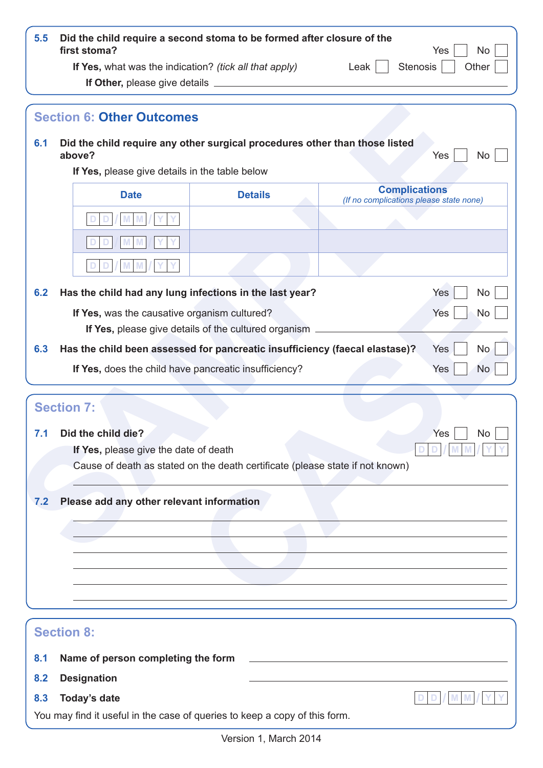**5.5 Did the child require a second stoma to be formed after closure of the first stoma?** Yes ☐ No ☐

**If Yes,** what was the indication? *(tick all that apply)* Leak ☐ Stenosis ☐ Other ☐

**If Other,** please give details \_\_\_\_\_\_\_\_\_\_\_\_\_\_\_\_\_\_\_\_

## Section 6: Other Outcomes

**6.1 Did the child require any other surgical procedures other than those listed above?** Yes ☐ No ☐

**If Yes,** please give details in the table below

| Date | Details | Complications *(If no complications please state none)* |
|---|---|---|
| D D / M M / Y Y | | |
| D D / M M / Y Y | | |
| D D / M M / Y Y | | |

**6.2 Has the child had any lung infections in the last year?** Yes ☐ No ☐

**If Yes,** was the causative organism cultured? Yes ☐ No ☐

**If Yes,** please give details of the cultured organism \_\_\_\_\_\_\_\_\_\_\_\_\_\_\_\_\_\_\_\_

**6.3 Has the child been assessed for pancreatic insufficiency (faecal elastase)?** Yes ☐ No ☐

**If Yes,** does the child have pancreatic insufficiency? Yes ☐ No ☐

## Section 7:

**7.1 Did the child die?** Yes ☐ No ☐

**If Yes,** please give the date of death D D / M M / Y Y

Cause of death as stated on the death certificate (please state if not known)

\_\_\_\_\_\_\_\_\_\_\_\_\_\_\_\_\_\_\_\_

**7.2 Please add any other relevant information**

\_\_\_\_\_\_\_\_\_\_\_\_\_\_\_\_\_\_\_\_

## Section 8:

**8.1 Name of person completing the form** \_\_\_\_\_\_\_\_\_\_\_\_\_\_\_\_\_\_\_\_

**8.2 Designation** \_\_\_\_\_\_\_\_\_\_\_\_\_\_\_\_\_\_\_\_

**8.3 Today's date** D D / M M / Y Y

You may find it useful in the case of queries to keep a copy of this form.

Version 1, March 2014